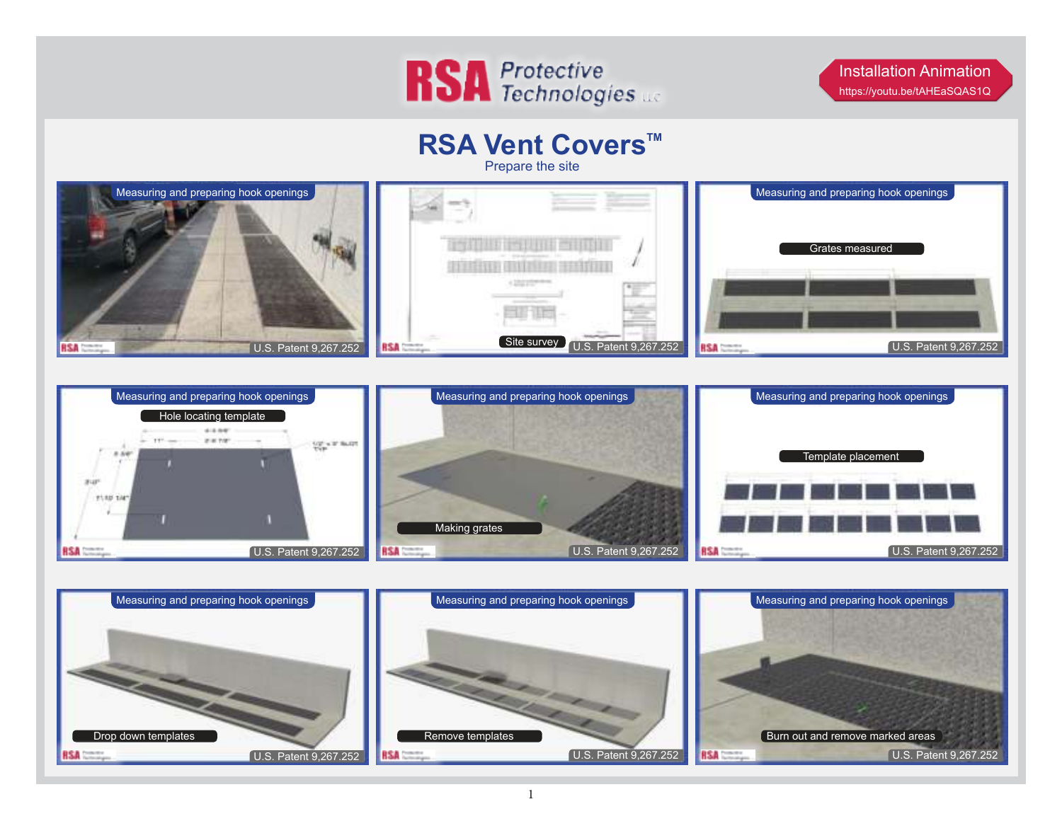RSA Protective Technologies LLC

Installation Animation
https://youtu.be/tAHEaSQAS1Q

# RSA Vent Covers™

Prepare the site

Measuring and preparing hook openings
U.S. Patent 9,267.252

Site survey
U.S. Patent 9,267.252

Measuring and preparing hook openings
Grates measured
U.S. Patent 9,267.252

Measuring and preparing hook openings
Hole locating template
U.S. Patent 9,267.252

Measuring and preparing hook openings
Making grates
U.S. Patent 9,267.252

Measuring and preparing hook openings
Template placement
U.S. Patent 9,267.252

Measuring and preparing hook openings
Drop down templates
U.S. Patent 9,267.252

Measuring and preparing hook openings
Remove templates
U.S. Patent 9,267.252

Measuring and preparing hook openings
Burn out and remove marked areas
U.S. Patent 9,267.252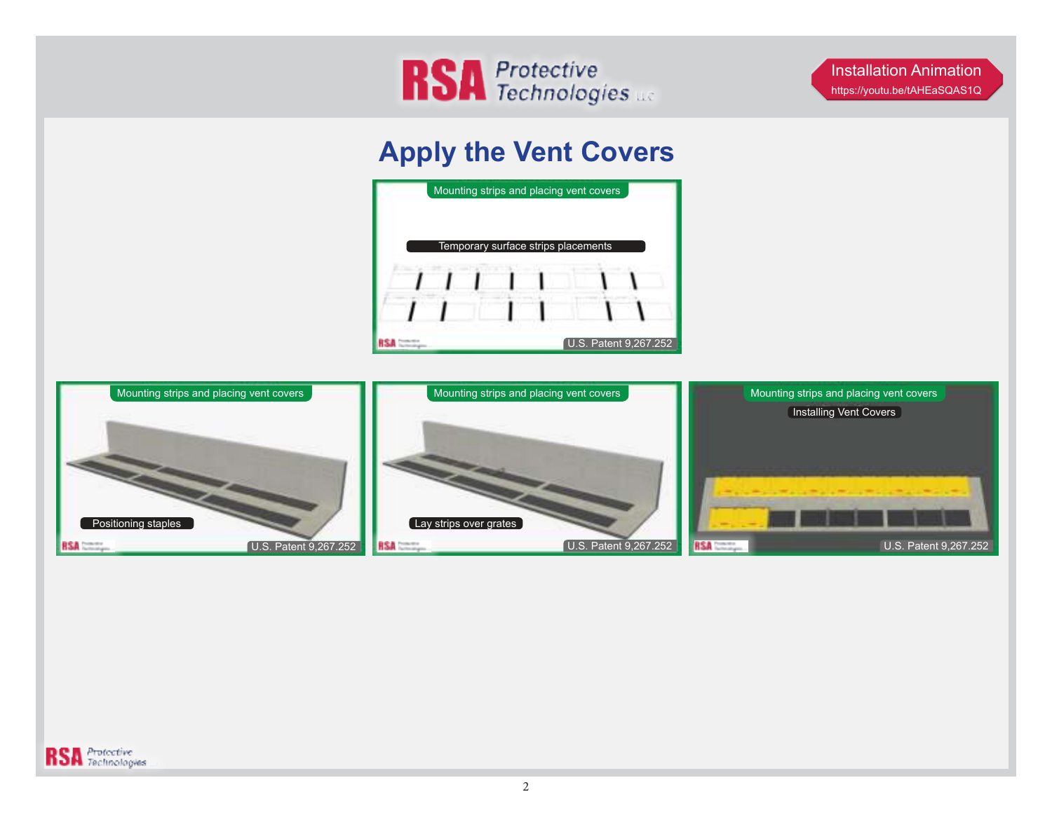RSA Protective Technologies LLC

Installation Animation
https://youtu.be/tAHEaSQAS1Q

# Apply the Vent Covers

Mounting strips and placing vent covers

Temporary surface strips placements

U.S. Patent 9,267,252

Mounting strips and placing vent covers

Positioning staples

U.S. Patent 9,267,252

Mounting strips and placing vent covers

Lay strips over grates

U.S. Patent 9,267,252

Mounting strips and placing vent covers

Installing Vent Covers

U.S. Patent 9,267,252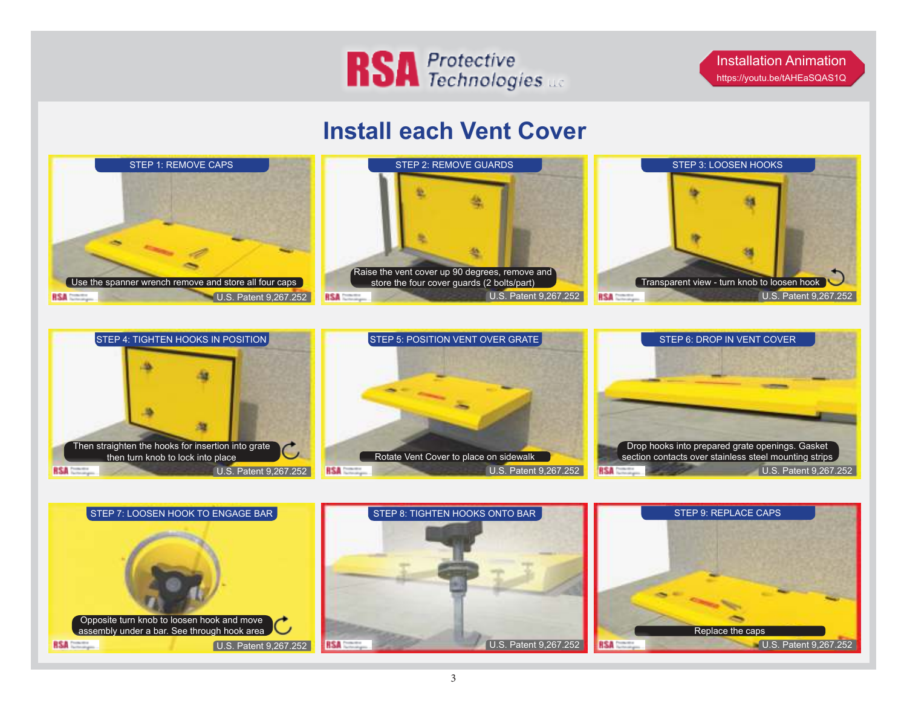RSA Protective Technologies LLC

**Installation Animation**
https://youtu.be/tAHEaSQAS1Q

# Install each Vent Cover

**STEP 1: REMOVE CAPS**

Use the spanner wrench remove and store all four caps

U.S. Patent 9,267,252

**STEP 2: REMOVE GUARDS**

Raise the vent cover up 90 degrees, remove and store the four cover guards (2 bolts/part)

U.S. Patent 9,267,252

**STEP 3: LOOSEN HOOKS**

Transparent view - turn knob to loosen hook

U.S. Patent 9,267,252

**STEP 4: TIGHTEN HOOKS IN POSITION**

Then straighten the hooks for insertion into grate then turn knob to lock into place

U.S. Patent 9,267,252

**STEP 5: POSITION VENT OVER GRATE**

Rotate Vent Cover to place on sidewalk

U.S. Patent 9,267,252

**STEP 6: DROP IN VENT COVER**

Drop hooks into prepared grate openings. Gasket section contacts over stainless steel mounting strips

U.S. Patent 9,267,252

**STEP 7: LOOSEN HOOK TO ENGAGE BAR**

Opposite turn knob to loosen hook and move assembly under a bar. See through hook area

U.S. Patent 9,267,252

**STEP 8: TIGHTEN HOOKS ONTO BAR**

U.S. Patent 9,267,252

**STEP 9: REPLACE CAPS**

Replace the caps

U.S. Patent 9,267,252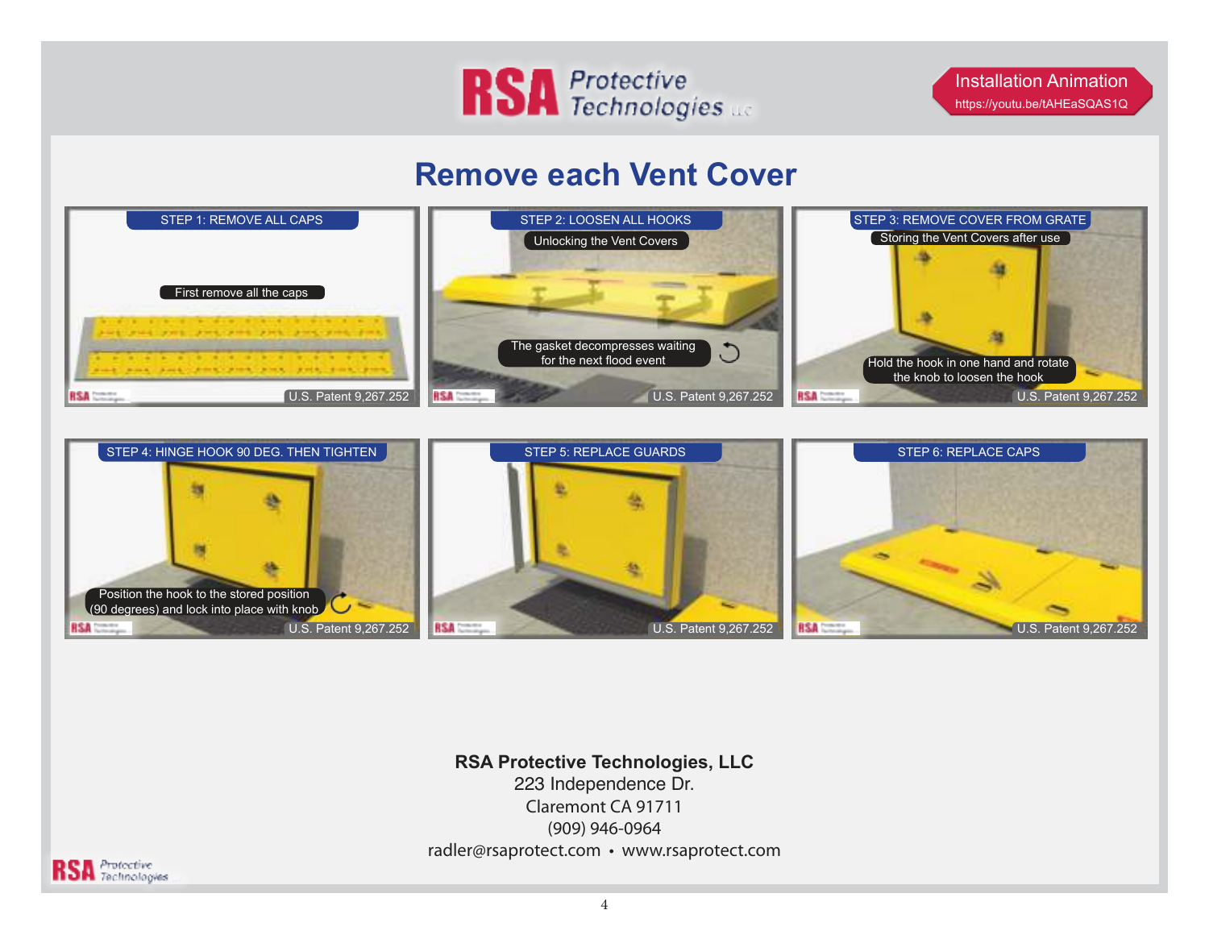RSA Protective Technologies LLC

Installation Animation
https://youtu.be/tAHEaSQAS1Q

# Remove each Vent Cover

**STEP 1: REMOVE ALL CAPS**

First remove all the caps

U.S. Patent 9,267.252

**STEP 2: LOOSEN ALL HOOKS**

Unlocking the Vent Covers

The gasket decompresses waiting for the next flood event

U.S. Patent 9,267.252

**STEP 3: REMOVE COVER FROM GRATE**

Storing the Vent Covers after use

Hold the hook in one hand and rotate the knob to loosen the hook

U.S. Patent 9,267.252

**STEP 4: HINGE HOOK 90 DEG. THEN TIGHTEN**

Position the hook to the stored position (90 degrees) and lock into place with knob

U.S. Patent 9,267.252

**STEP 5: REPLACE GUARDS**

U.S. Patent 9,267.252

**STEP 6: REPLACE CAPS**

U.S. Patent 9,267.252

**RSA Protective Technologies, LLC**
223 Independence Dr.
Claremont CA 91711
(909) 946-0964
radler@rsaprotect.com • www.rsaprotect.com